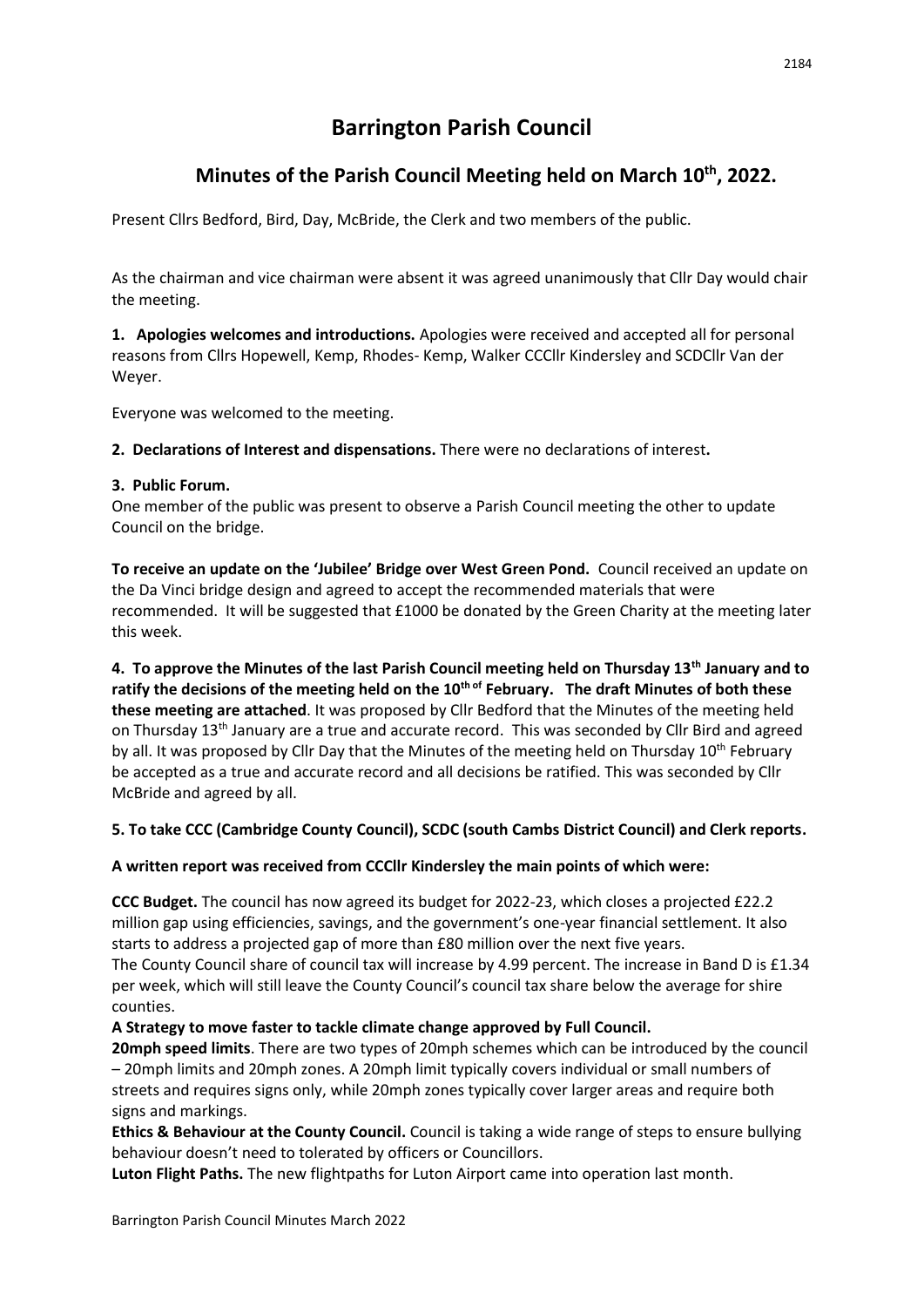# Barrington Parish Council

## Minutes of the Parish Council Meeting held on March 10th, 2022.

Present Cllrs Bedford, Bird, Day, McBride, the Clerk and two members of the public.

As the chairman and vice chairman were absent it was agreed unanimously that Cllr Day would chair the meeting.

**1. Apologies welcomes and introductions.** Apologies were received and accepted all for personal reasons from Cllrs Hopewell, Kemp, Rhodes- Kemp, Walker CCCllr Kindersley and SCDCllr Van der Weyer.

Everyone was welcomed to the meeting.

**2. Declarations of Interest and dispensations.** There were no declarations of interest**.**

**3. Public Forum.**

One member of the public was present to observe a Parish Council meeting the other to update Council on the bridge.

**To receive an update on the 'Jubilee' Bridge over West Green Pond.** Council received an update on the Da Vinci bridge design and agreed to accept the recommended materials that were recommended. It will be suggested that £1000 be donated by the Green Charity at the meeting later this week.

**4. To approve the Minutes of the last Parish Council meeting held on Thursday 13th January and to ratify the decisions of the meeting held on the 10th of February. The draft Minutes of both these these meeting are attached**. It was proposed by Cllr Bedford that the Minutes of the meeting held on Thursday 13th January are a true and accurate record. This was seconded by Cllr Bird and agreed by all. It was proposed by Cllr Day that the Minutes of the meeting held on Thursday 10th February be accepted as a true and accurate record and all decisions be ratified. This was seconded by Cllr McBride and agreed by all.

**5. To take CCC (Cambridge County Council), SCDC (south Cambs District Council) and Clerk reports.**

**A written report was received from CCCllr Kindersley the main points of which were:**

**CCC Budget.** The council has now agreed its budget for 2022-23, which closes a projected £22.2 million gap using efficiencies, savings, and the government's one-year financial settlement. It also starts to address a projected gap of more than £80 million over the next five years.
The County Council share of council tax will increase by 4.99 percent. The increase in Band D is £1.34 per week, which will still leave the County Council's council tax share below the average for shire counties.

**A Strategy to move faster to tackle climate change approved by Full Council.**

**20mph speed limits**. There are two types of 20mph schemes which can be introduced by the council – 20mph limits and 20mph zones. A 20mph limit typically covers individual or small numbers of streets and requires signs only, while 20mph zones typically cover larger areas and require both signs and markings.

**Ethics & Behaviour at the County Council.** Council is taking a wide range of steps to ensure bullying behaviour doesn't need to tolerated by officers or Councillors.

**Luton Flight Paths.** The new flightpaths for Luton Airport came into operation last month.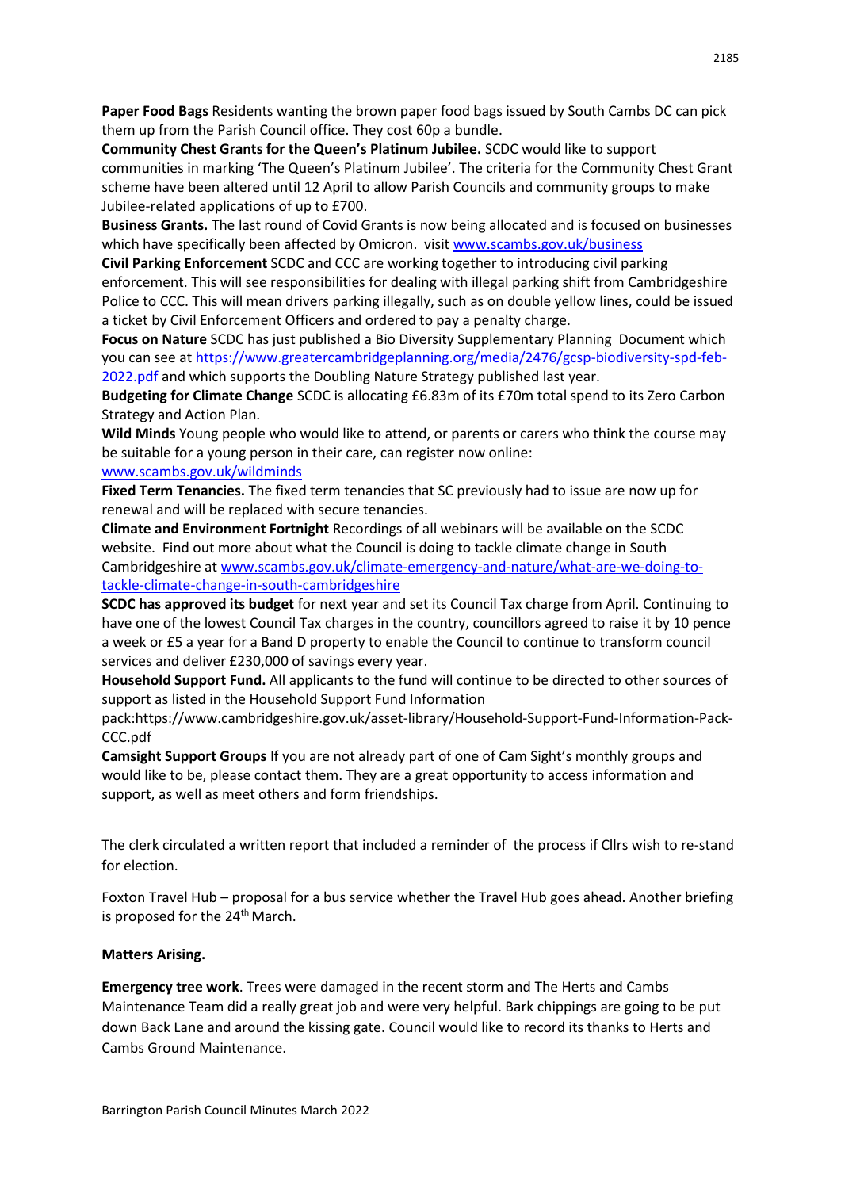**Paper Food Bags** Residents wanting the brown paper food bags issued by South Cambs DC can pick them up from the Parish Council office. They cost 60p a bundle.

**Community Chest Grants for the Queen's Platinum Jubilee.** SCDC would like to support communities in marking 'The Queen's Platinum Jubilee'. The criteria for the Community Chest Grant scheme have been altered until 12 April to allow Parish Councils and community groups to make Jubilee-related applications of up to £700.

**Business Grants.** The last round of Covid Grants is now being allocated and is focused on businesses which have specifically been affected by Omicron. visit [www.scambs.gov.uk/business](www.scambs.gov.uk/business)

**Civil Parking Enforcement** SCDC and CCC are working together to introducing civil parking enforcement. This will see responsibilities for dealing with illegal parking shift from Cambridgeshire Police to CCC. This will mean drivers parking illegally, such as on double yellow lines, could be issued a ticket by Civil Enforcement Officers and ordered to pay a penalty charge.

**Focus on Nature** SCDC has just published a Bio Diversity Supplementary Planning Document which you can see at [https://www.greatercambridgeplanning.org/media/2476/gcsp-biodiversity-spd-feb-2022.pdf](https://www.greatercambridgeplanning.org/media/2476/gcsp-biodiversity-spd-feb-2022.pdf) and which supports the Doubling Nature Strategy published last year.

**Budgeting for Climate Change** SCDC is allocating £6.83m of its £70m total spend to its Zero Carbon Strategy and Action Plan.

**Wild Minds** Young people who would like to attend, or parents or carers who think the course may be suitable for a young person in their care, can register now online: [www.scambs.gov.uk/wildminds](www.scambs.gov.uk/wildminds)

**Fixed Term Tenancies.** The fixed term tenancies that SC previously had to issue are now up for renewal and will be replaced with secure tenancies.

**Climate and Environment Fortnight** Recordings of all webinars will be available on the SCDC website. Find out more about what the Council is doing to tackle climate change in South Cambridgeshire at [www.scambs.gov.uk/climate-emergency-and-nature/what-are-we-doing-to-tackle-climate-change-in-south-cambridgeshire](www.scambs.gov.uk/climate-emergency-and-nature/what-are-we-doing-to-tackle-climate-change-in-south-cambridgeshire)

**SCDC has approved its budget** for next year and set its Council Tax charge from April. Continuing to have one of the lowest Council Tax charges in the country, councillors agreed to raise it by 10 pence a week or £5 a year for a Band D property to enable the Council to continue to transform council services and deliver £230,000 of savings every year.

**Household Support Fund.** All applicants to the fund will continue to be directed to other sources of support as listed in the Household Support Fund Information pack:https://www.cambridgeshire.gov.uk/asset-library/Household-Support-Fund-Information-Pack-CCC.pdf

**Camsight Support Groups** If you are not already part of one of Cam Sight's monthly groups and would like to be, please contact them. They are a great opportunity to access information and support, as well as meet others and form friendships.

The clerk circulated a written report that included a reminder of the process if Cllrs wish to re-stand for election.

Foxton Travel Hub – proposal for a bus service whether the Travel Hub goes ahead. Another briefing is proposed for the 24th March.

**Matters Arising.**

**Emergency tree work**. Trees were damaged in the recent storm and The Herts and Cambs Maintenance Team did a really great job and were very helpful. Bark chippings are going to be put down Back Lane and around the kissing gate. Council would like to record its thanks to Herts and Cambs Ground Maintenance.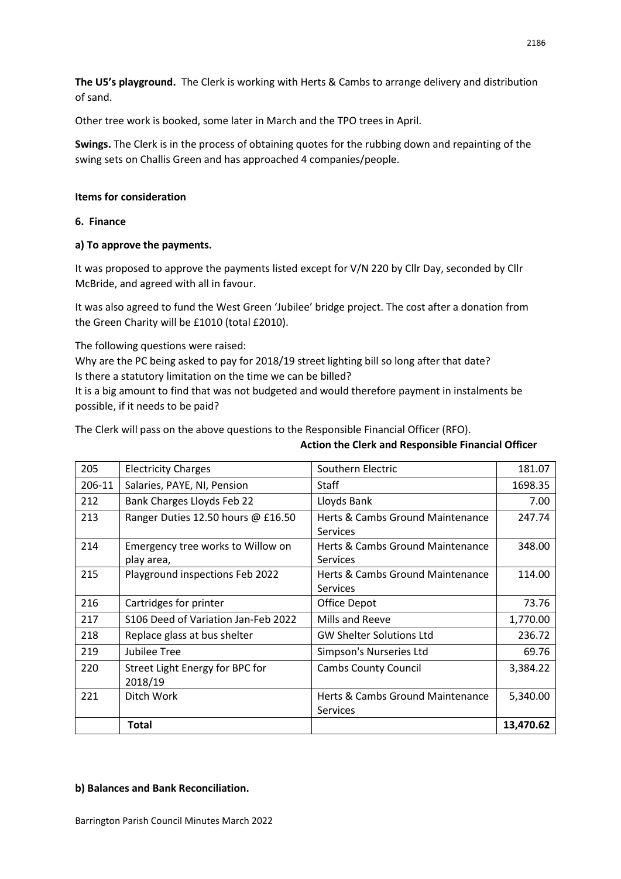**The U5's playground.** The Clerk is working with Herts & Cambs to arrange delivery and distribution of sand.

Other tree work is booked, some later in March and the TPO trees in April.

**Swings.** The Clerk is in the process of obtaining quotes for the rubbing down and repainting of the swing sets on Challis Green and has approached 4 companies/people.

**Items for consideration**

**6. Finance**

**a) To approve the payments.**

It was proposed to approve the payments listed except for V/N 220 by Cllr Day, seconded by Cllr McBride, and agreed with all in favour.

It was also agreed to fund the West Green 'Jubilee' bridge project. The cost after a donation from the Green Charity will be £1010 (total £2010).

The following questions were raised:
Why are the PC being asked to pay for 2018/19 street lighting bill so long after that date?
Is there a statutory limitation on the time we can be billed?
It is a big amount to find that was not budgeted and would therefore payment in instalments be possible, if it needs to be paid?

The Clerk will pass on the above questions to the Responsible Financial Officer (RFO).

**Action the Clerk and Responsible Financial Officer**

| 205 | Electricity Charges | Southern Electric | 181.07 |
|---|---|---|---|
| 206-11 | Salaries, PAYE, NI, Pension | Staff | 1698.35 |
| 212 | Bank Charges Lloyds Feb 22 | Lloyds Bank | 7.00 |
| 213 | Ranger Duties 12.50 hours @ £16.50 | Herts & Cambs Ground Maintenance Services | 247.74 |
| 214 | Emergency tree works to Willow on play area, | Herts & Cambs Ground Maintenance Services | 348.00 |
| 215 | Playground inspections Feb 2022 | Herts & Cambs Ground Maintenance Services | 114.00 |
| 216 | Cartridges for printer | Office Depot | 73.76 |
| 217 | S106 Deed of Variation Jan-Feb 2022 | Mills and Reeve | 1,770.00 |
| 218 | Replace glass at bus shelter | GW Shelter Solutions Ltd | 236.72 |
| 219 | Jubilee Tree | Simpson's Nurseries Ltd | 69.76 |
| 220 | Street Light Energy for BPC for 2018/19 | Cambs County Council | 3,384.22 |
| 221 | Ditch Work | Herts & Cambs Ground Maintenance Services | 5,340.00 |
| | **Total** | | **13,470.62** |

**b) Balances and Bank Reconciliation.**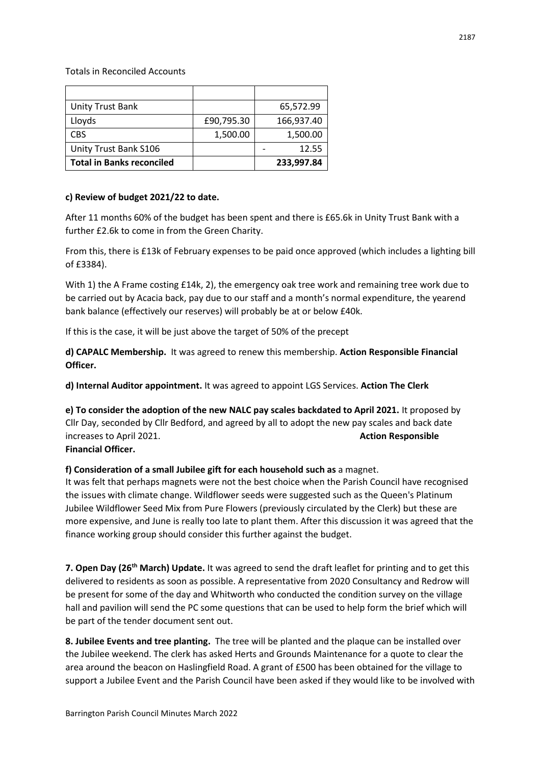Totals in Reconciled Accounts

| | | |
|---|---|---|
| Unity Trust Bank | | 65,572.99 |
| Lloyds | £90,795.30 | 166,937.40 |
| CBS | 1,500.00 | 1,500.00 |
| Unity Trust Bank S106 | | - 12.55 |
| **Total in Banks reconciled** | | **233,997.84** |

**c) Review of budget 2021/22 to date.**

After 11 months 60% of the budget has been spent and there is £65.6k in Unity Trust Bank with a further £2.6k to come in from the Green Charity.

From this, there is £13k of February expenses to be paid once approved (which includes a lighting bill of £3384).

With 1) the A Frame costing £14k, 2), the emergency oak tree work and remaining tree work due to be carried out by Acacia back, pay due to our staff and a month's normal expenditure, the yearend bank balance (effectively our reserves) will probably be at or below £40k.

If this is the case, it will be just above the target of 50% of the precept

**d) CAPALC Membership.** It was agreed to renew this membership. **Action Responsible Financial Officer.**

**d) Internal Auditor appointment.** It was agreed to appoint LGS Services. **Action The Clerk**

**e) To consider the adoption of the new NALC pay scales backdated to April 2021.** It proposed by Cllr Day, seconded by Cllr Bedford, and agreed by all to adopt the new pay scales and back date increases to April 2021. **Action Responsible Financial Officer.**

**f) Consideration of a small Jubilee gift for each household such as** a magnet.

It was felt that perhaps magnets were not the best choice when the Parish Council have recognised the issues with climate change. Wildflower seeds were suggested such as the Queen's Platinum Jubilee Wildflower Seed Mix from Pure Flowers (previously circulated by the Clerk) but these are more expensive, and June is really too late to plant them. After this discussion it was agreed that the finance working group should consider this further against the budget.

**7. Open Day (26th March) Update.** It was agreed to send the draft leaflet for printing and to get this delivered to residents as soon as possible. A representative from 2020 Consultancy and Redrow will be present for some of the day and Whitworth who conducted the condition survey on the village hall and pavilion will send the PC some questions that can be used to help form the brief which will be part of the tender document sent out.

**8. Jubilee Events and tree planting.** The tree will be planted and the plaque can be installed over the Jubilee weekend. The clerk has asked Herts and Grounds Maintenance for a quote to clear the area around the beacon on Haslingfield Road. A grant of £500 has been obtained for the village to support a Jubilee Event and the Parish Council have been asked if they would like to be involved with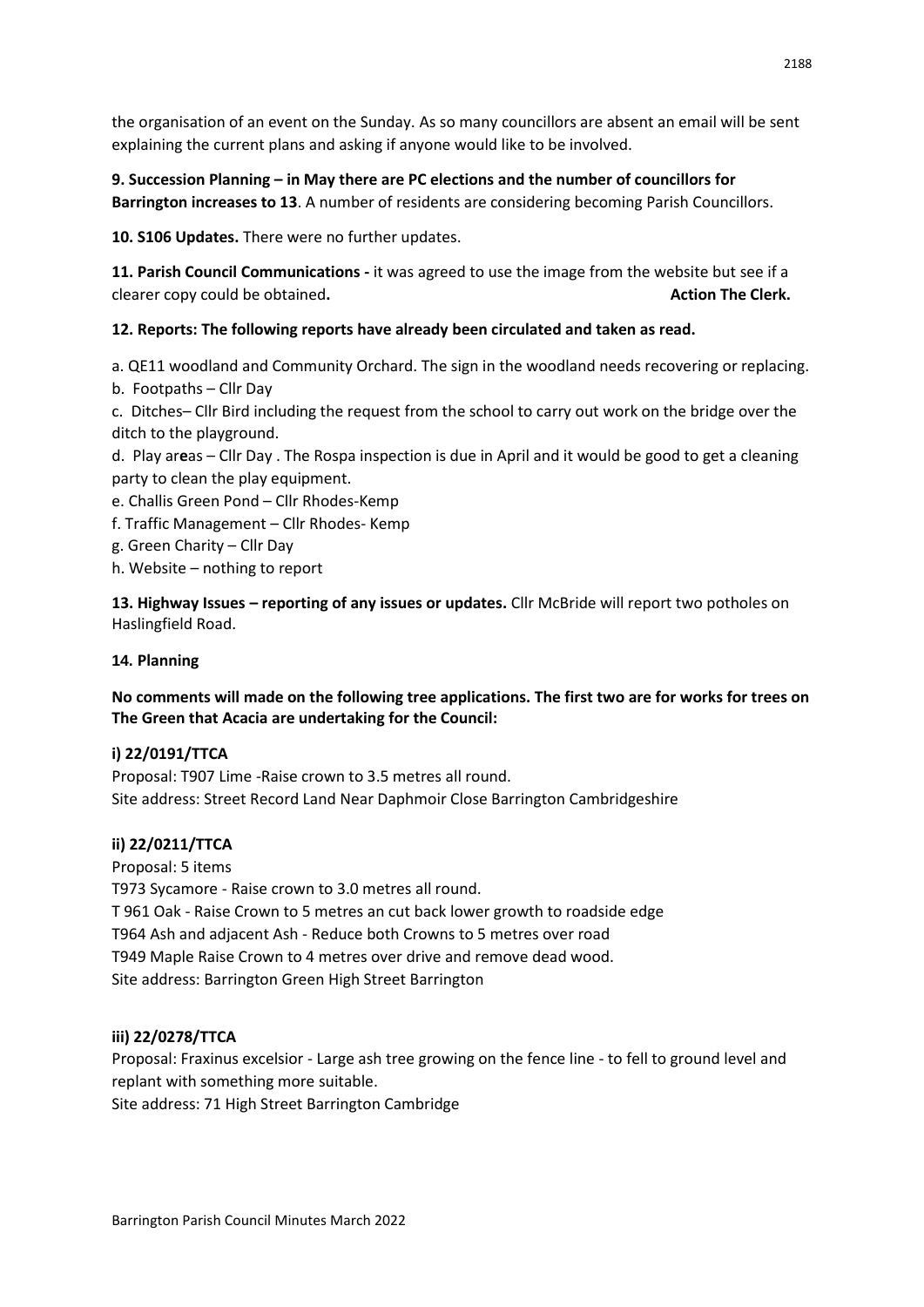the organisation of an event on the Sunday. As so many councillors are absent an email will be sent explaining the current plans and asking if anyone would like to be involved.

**9. Succession Planning – in May there are PC elections and the number of councillors for Barrington increases to 13**. A number of residents are considering becoming Parish Councillors.

**10. S106 Updates.** There were no further updates.

**11. Parish Council Communications -** it was agreed to use the image from the website but see if a clearer copy could be obtained**. Action The Clerk.**

**12. Reports: The following reports have already been circulated and taken as read.**

a. QE11 woodland and Community Orchard. The sign in the woodland needs recovering or replacing.
b. Footpaths – Cllr Day
c. Ditches– Cllr Bird including the request from the school to carry out work on the bridge over the ditch to the playground.
d. Play ar**e**as – Cllr Day . The Rospa inspection is due in April and it would be good to get a cleaning party to clean the play equipment.
e. Challis Green Pond – Cllr Rhodes-Kemp
f. Traffic Management – Cllr Rhodes- Kemp
g. Green Charity – Cllr Day
h. Website – nothing to report

**13. Highway Issues – reporting of any issues or updates.** Cllr McBride will report two potholes on Haslingfield Road.

**14. Planning**

**No comments will made on the following tree applications. The first two are for works for trees on The Green that Acacia are undertaking for the Council:**

**i) 22/0191/TTCA**
Proposal: T907 Lime -Raise crown to 3.5 metres all round.
Site address: Street Record Land Near Daphmoir Close Barrington Cambridgeshire

**ii) 22/0211/TTCA**
Proposal: 5 items
T973 Sycamore - Raise crown to 3.0 metres all round.
T 961 Oak - Raise Crown to 5 metres an cut back lower growth to roadside edge
T964 Ash and adjacent Ash - Reduce both Crowns to 5 metres over road
T949 Maple Raise Crown to 4 metres over drive and remove dead wood.
Site address: Barrington Green High Street Barrington

**iii) 22/0278/TTCA**
Proposal: Fraxinus excelsior - Large ash tree growing on the fence line - to fell to ground level and replant with something more suitable.
Site address: 71 High Street Barrington Cambridge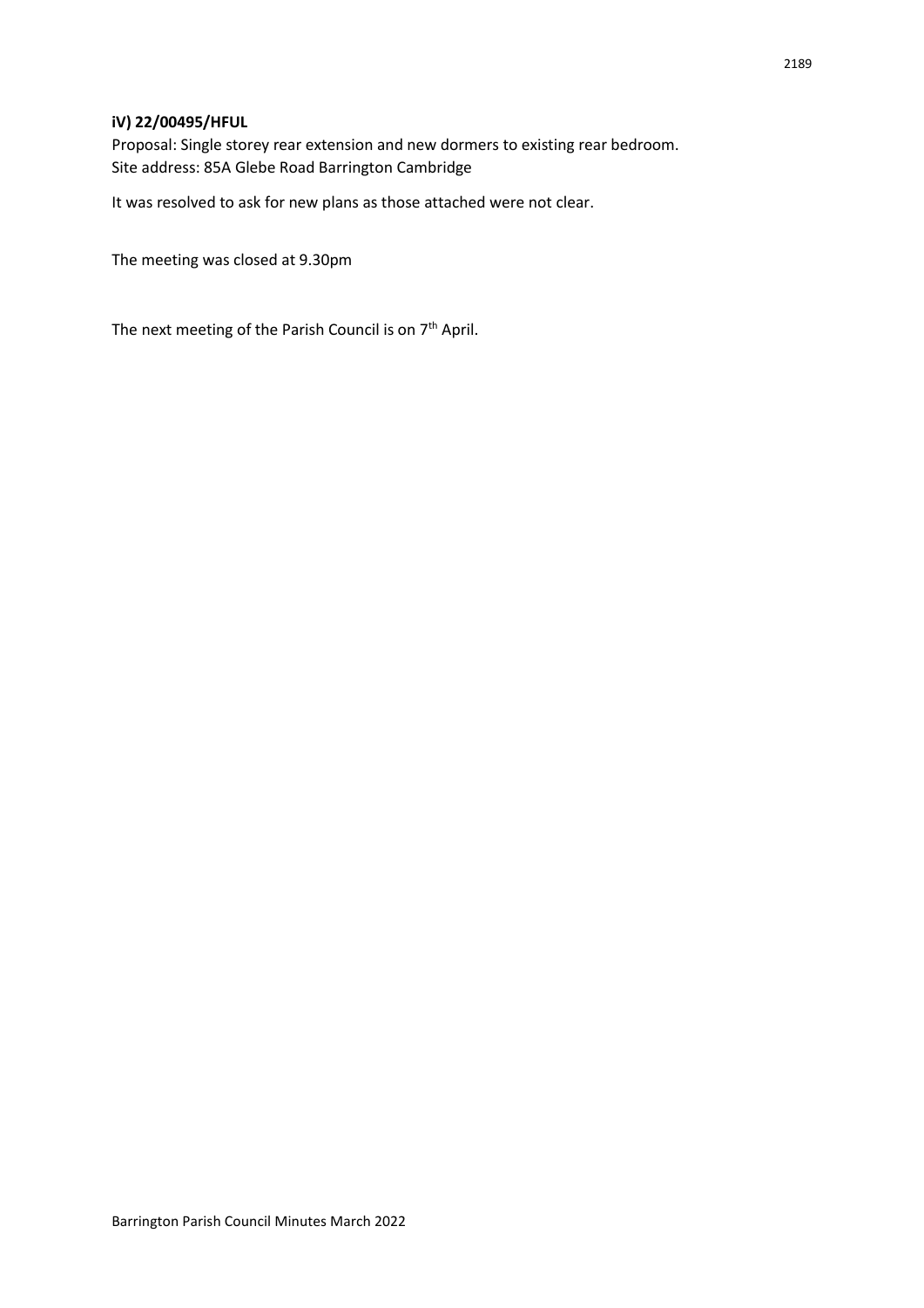**iV) 22/00495/HFUL**

Proposal: Single storey rear extension and new dormers to existing rear bedroom.
Site address: 85A Glebe Road Barrington Cambridge

It was resolved to ask for new plans as those attached were not clear.

The meeting was closed at 9.30pm

The next meeting of the Parish Council is on 7th April.